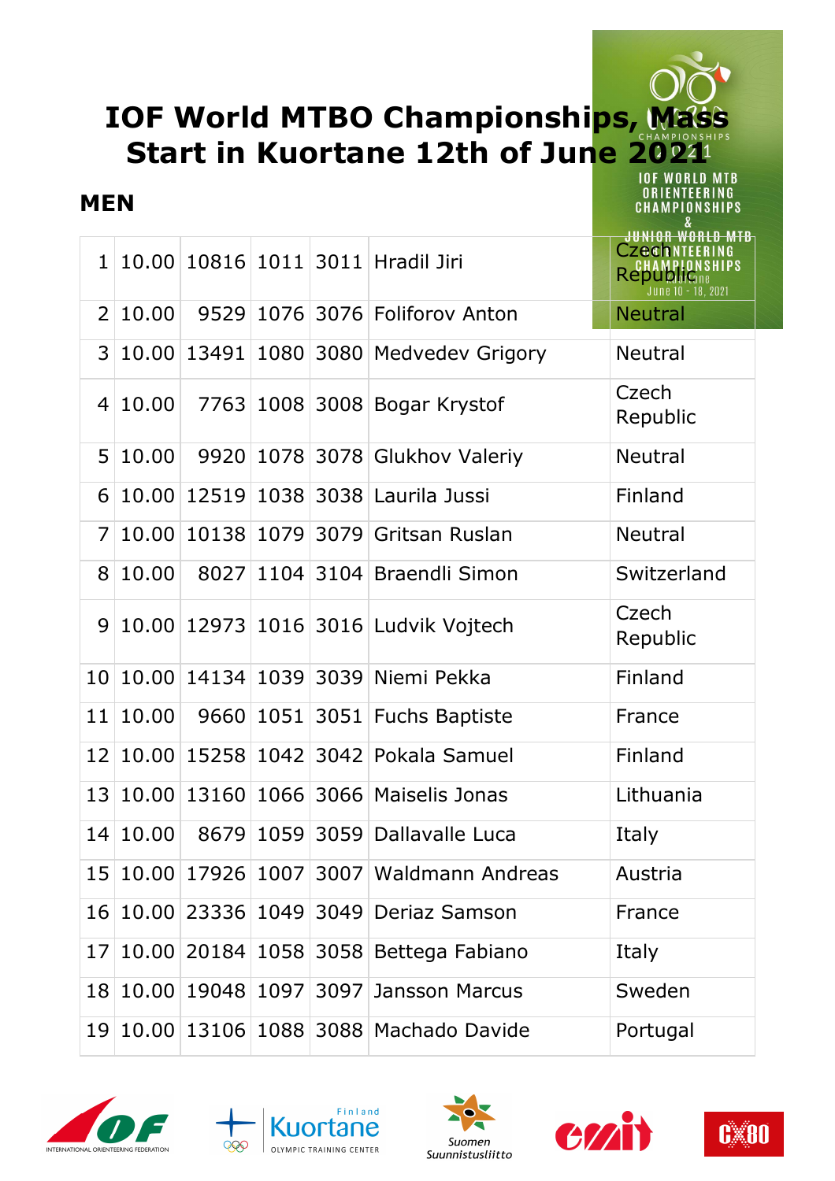# IOF World MTBO Championships, Mass Start in Kuortane 12th of June 2021

## MEN

| | | | | | | |
|---|---|---|---|---|---|---|
| 1 | 10.00 | 10816 | 1011 | 3011 | Hradil Jiri | Czech Republic |
| 2 | 10.00 | 9529 | 1076 | 3076 | Foliforov Anton | Neutral |
| 3 | 10.00 | 13491 | 1080 | 3080 | Medvedev Grigory | Neutral |
| 4 | 10.00 | 7763 | 1008 | 3008 | Bogar Krystof | Czech Republic |
| 5 | 10.00 | 9920 | 1078 | 3078 | Glukhov Valeriy | Neutral |
| 6 | 10.00 | 12519 | 1038 | 3038 | Laurila Jussi | Finland |
| 7 | 10.00 | 10138 | 1079 | 3079 | Gritsan Ruslan | Neutral |
| 8 | 10.00 | 8027 | 1104 | 3104 | Braendli Simon | Switzerland |
| 9 | 10.00 | 12973 | 1016 | 3016 | Ludvik Vojtech | Czech Republic |
| 10 | 10.00 | 14134 | 1039 | 3039 | Niemi Pekka | Finland |
| 11 | 10.00 | 9660 | 1051 | 3051 | Fuchs Baptiste | France |
| 12 | 10.00 | 15258 | 1042 | 3042 | Pokala Samuel | Finland |
| 13 | 10.00 | 13160 | 1066 | 3066 | Maiselis Jonas | Lithuania |
| 14 | 10.00 | 8679 | 1059 | 3059 | Dallavalle Luca | Italy |
| 15 | 10.00 | 17926 | 1007 | 3007 | Waldmann Andreas | Austria |
| 16 | 10.00 | 23336 | 1049 | 3049 | Deriaz Samson | France |
| 17 | 10.00 | 20184 | 1058 | 3058 | Bettega Fabiano | Italy |
| 18 | 10.00 | 19048 | 1097 | 3097 | Jansson Marcus | Sweden |
| 19 | 10.00 | 13106 | 1088 | 3088 | Machado Davide | Portugal |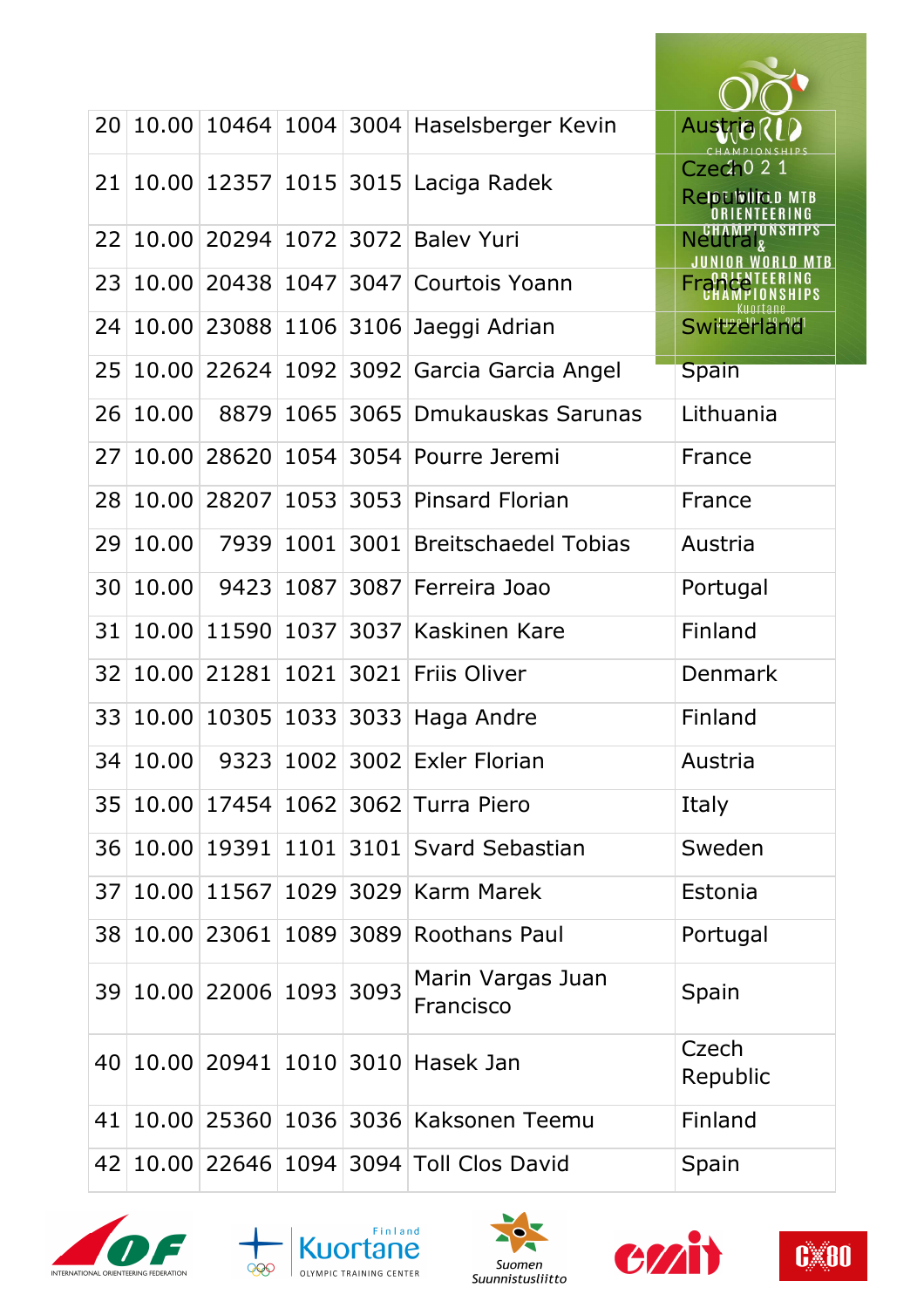| | | | | | | |
|---|---|---|---|---|---|---|
| 20 | 10.00 | 10464 | 1004 | 3004 | Haselsberger Kevin | Austria |
| 21 | 10.00 | 12357 | 1015 | 3015 | Laciga Radek | Czech Republic |
| 22 | 10.00 | 20294 | 1072 | 3072 | Balev Yuri | Neutral |
| 23 | 10.00 | 20438 | 1047 | 3047 | Courtois Yoann | France |
| 24 | 10.00 | 23088 | 1106 | 3106 | Jaeggi Adrian | Switzerland |
| 25 | 10.00 | 22624 | 1092 | 3092 | Garcia Garcia Angel | Spain |
| 26 | 10.00 | 8879 | 1065 | 3065 | Dmukauskas Sarunas | Lithuania |
| 27 | 10.00 | 28620 | 1054 | 3054 | Pourre Jeremi | France |
| 28 | 10.00 | 28207 | 1053 | 3053 | Pinsard Florian | France |
| 29 | 10.00 | 7939 | 1001 | 3001 | Breitschaedel Tobias | Austria |
| 30 | 10.00 | 9423 | 1087 | 3087 | Ferreira Joao | Portugal |
| 31 | 10.00 | 11590 | 1037 | 3037 | Kaskinen Kare | Finland |
| 32 | 10.00 | 21281 | 1021 | 3021 | Friis Oliver | Denmark |
| 33 | 10.00 | 10305 | 1033 | 3033 | Haga Andre | Finland |
| 34 | 10.00 | 9323 | 1002 | 3002 | Exler Florian | Austria |
| 35 | 10.00 | 17454 | 1062 | 3062 | Turra Piero | Italy |
| 36 | 10.00 | 19391 | 1101 | 3101 | Svard Sebastian | Sweden |
| 37 | 10.00 | 11567 | 1029 | 3029 | Karm Marek | Estonia |
| 38 | 10.00 | 23061 | 1089 | 3089 | Roothans Paul | Portugal |
| 39 | 10.00 | 22006 | 1093 | 3093 | Marin Vargas Juan Francisco | Spain |
| 40 | 10.00 | 20941 | 1010 | 3010 | Hasek Jan | Czech Republic |
| 41 | 10.00 | 25360 | 1036 | 3036 | Kaksonen Teemu | Finland |
| 42 | 10.00 | 22646 | 1094 | 3094 | Toll Clos David | Spain |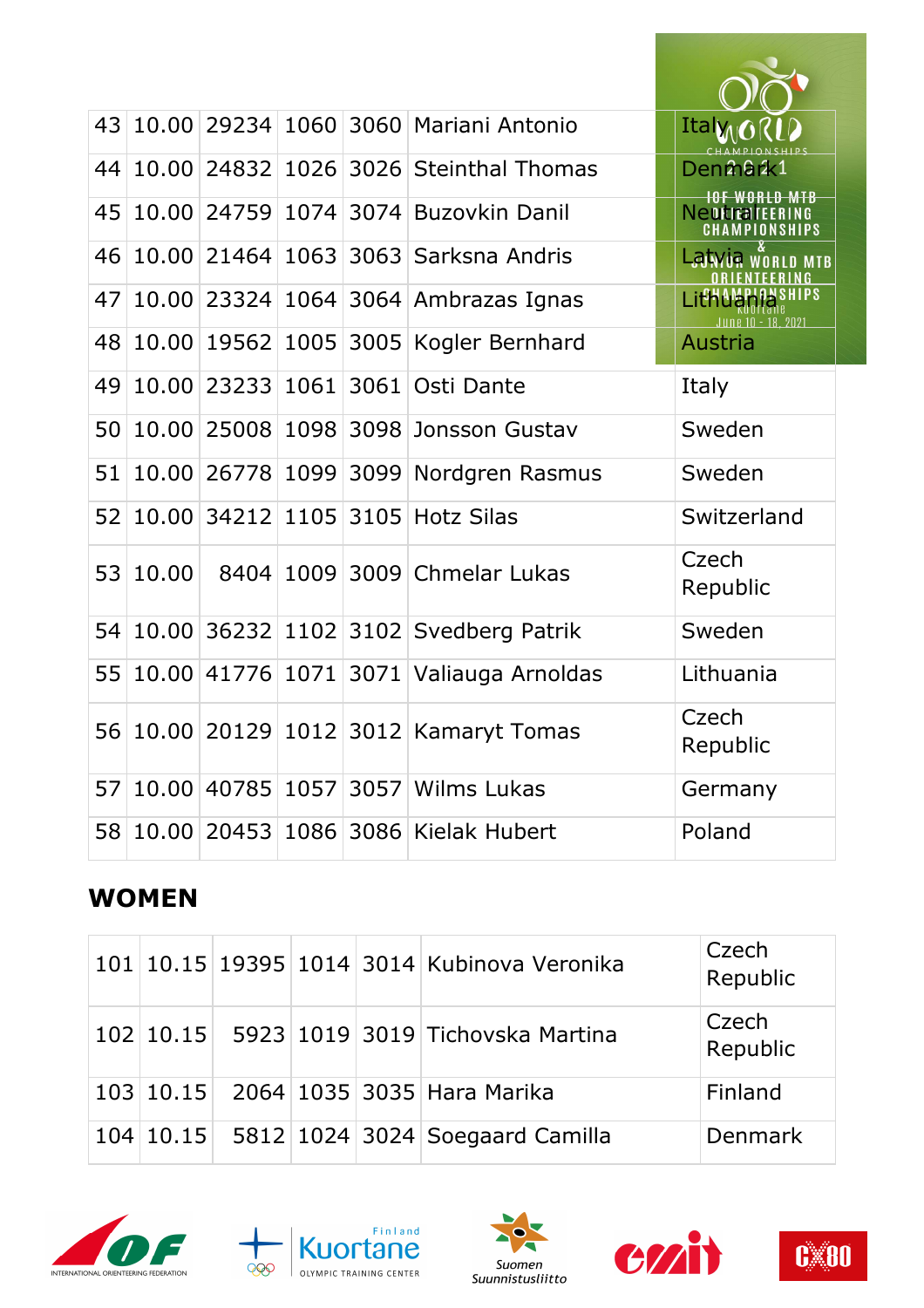| 43 | 10.00 | 29234 | 1060 | 3060 | Mariani Antonio | Italy |
|---|---|---|---|---|---|---|
| 44 | 10.00 | 24832 | 1026 | 3026 | Steinthal Thomas | Denmark |
| 45 | 10.00 | 24759 | 1074 | 3074 | Buzovkin Danil | Neutral |
| 46 | 10.00 | 21464 | 1063 | 3063 | Sarksna Andris | Latvia |
| 47 | 10.00 | 23324 | 1064 | 3064 | Ambrazas Ignas | Lithuania |
| 48 | 10.00 | 19562 | 1005 | 3005 | Kogler Bernhard | Austria |
| 49 | 10.00 | 23233 | 1061 | 3061 | Osti Dante | Italy |
| 50 | 10.00 | 25008 | 1098 | 3098 | Jonsson Gustav | Sweden |
| 51 | 10.00 | 26778 | 1099 | 3099 | Nordgren Rasmus | Sweden |
| 52 | 10.00 | 34212 | 1105 | 3105 | Hotz Silas | Switzerland |
| 53 | 10.00 | 8404 | 1009 | 3009 | Chmelar Lukas | Czech Republic |
| 54 | 10.00 | 36232 | 1102 | 3102 | Svedberg Patrik | Sweden |
| 55 | 10.00 | 41776 | 1071 | 3071 | Valiauga Arnoldas | Lithuania |
| 56 | 10.00 | 20129 | 1012 | 3012 | Kamaryt Tomas | Czech Republic |
| 57 | 10.00 | 40785 | 1057 | 3057 | Wilms Lukas | Germany |
| 58 | 10.00 | 20453 | 1086 | 3086 | Kielak Hubert | Poland |

## WOMEN

| 101 | 10.15 | 19395 | 1014 | 3014 | Kubinova Veronika | Czech Republic |
|---|---|---|---|---|---|---|
| 102 | 10.15 | 5923 | 1019 | 3019 | Tichovska Martina | Czech Republic |
| 103 | 10.15 | 2064 | 1035 | 3035 | Hara Marika | Finland |
| 104 | 10.15 | 5812 | 1024 | 3024 | Soegaard Camilla | Denmark |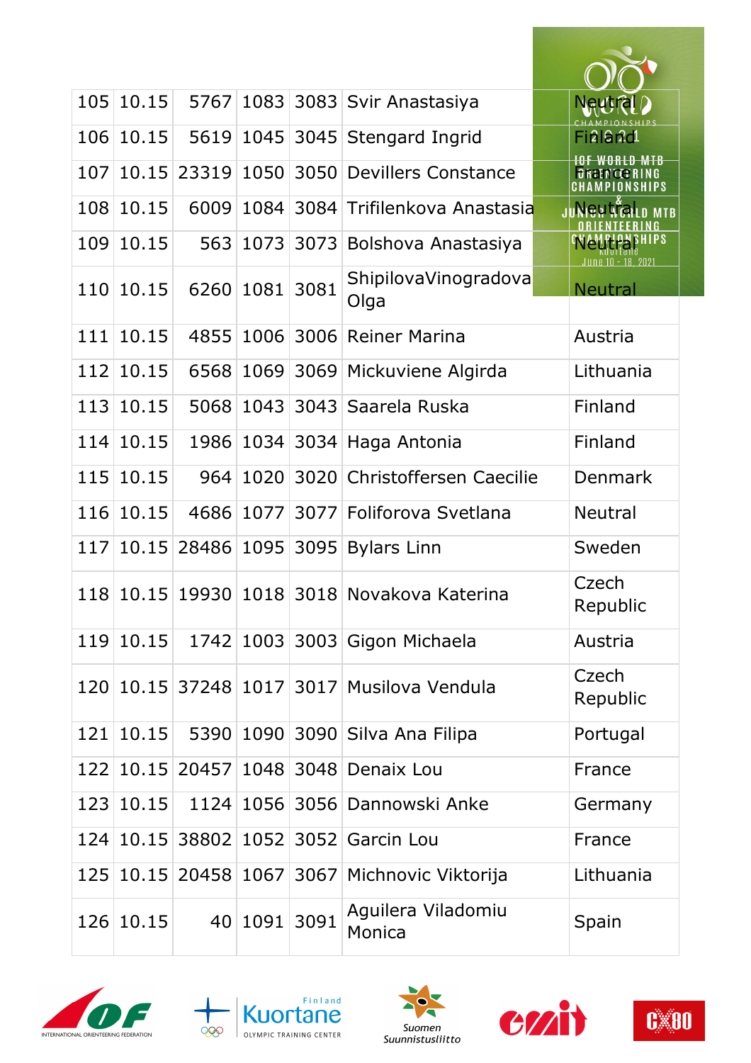| | | | | | | |
|---|---|---|---|---|---|---|
| 105 | 10.15 | 5767 | 1083 | 3083 | Svir Anastasiya | Neutral |
| 106 | 10.15 | 5619 | 1045 | 3045 | Stengard Ingrid | Finland |
| 107 | 10.15 | 23319 | 1050 | 3050 | Devillers Constance | France |
| 108 | 10.15 | 6009 | 1084 | 3084 | Trifilenkova Anastasia | Neutral |
| 109 | 10.15 | 563 | 1073 | 3073 | Bolshova Anastasiya | Neutral |
| 110 | 10.15 | 6260 | 1081 | 3081 | ShipilovaVinogradova Olga | Neutral |
| 111 | 10.15 | 4855 | 1006 | 3006 | Reiner Marina | Austria |
| 112 | 10.15 | 6568 | 1069 | 3069 | Mickuviene Algirda | Lithuania |
| 113 | 10.15 | 5068 | 1043 | 3043 | Saarela Ruska | Finland |
| 114 | 10.15 | 1986 | 1034 | 3034 | Haga Antonia | Finland |
| 115 | 10.15 | 964 | 1020 | 3020 | Christoffersen Caecilie | Denmark |
| 116 | 10.15 | 4686 | 1077 | 3077 | Foliforova Svetlana | Neutral |
| 117 | 10.15 | 28486 | 1095 | 3095 | Bylars Linn | Sweden |
| 118 | 10.15 | 19930 | 1018 | 3018 | Novakova Katerina | Czech Republic |
| 119 | 10.15 | 1742 | 1003 | 3003 | Gigon Michaela | Austria |
| 120 | 10.15 | 37248 | 1017 | 3017 | Musilova Vendula | Czech Republic |
| 121 | 10.15 | 5390 | 1090 | 3090 | Silva Ana Filipa | Portugal |
| 122 | 10.15 | 20457 | 1048 | 3048 | Denaix Lou | France |
| 123 | 10.15 | 1124 | 1056 | 3056 | Dannowski Anke | Germany |
| 124 | 10.15 | 38802 | 1052 | 3052 | Garcin Lou | France |
| 125 | 10.15 | 20458 | 1067 | 3067 | Michnovic Viktorija | Lithuania |
| 126 | 10.15 | 40 | 1091 | 3091 | Aguilera Viladomiu Monica | Spain |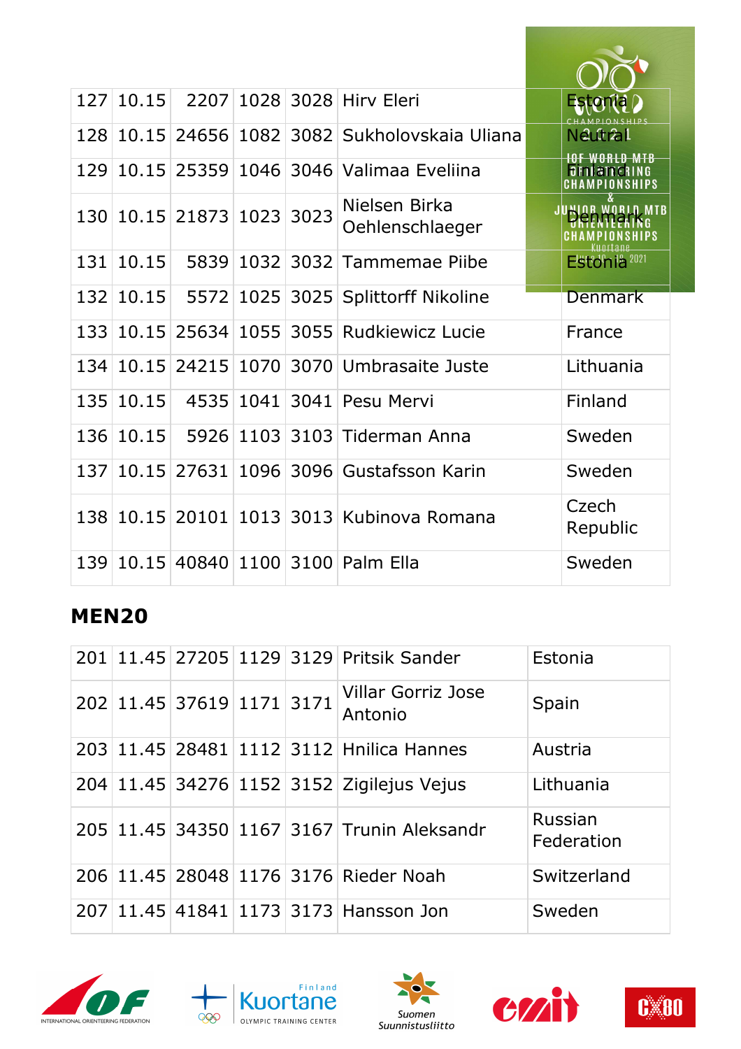| 127 | 10.15 | 2207 | 1028 | 3028 | Hirv Eleri | Estonia |
|---|---|---|---|---|---|---|
| 128 | 10.15 | 24656 | 1082 | 3082 | Sukholovskaia Uliana | Neutral |
| 129 | 10.15 | 25359 | 1046 | 3046 | Valimaa Eveliina | Finland |
| 130 | 10.15 | 21873 | 1023 | 3023 | Nielsen Birka Oehlenschlaeger | Denmark |
| 131 | 10.15 | 5839 | 1032 | 3032 | Tammemae Piibe | Estonia |
| 132 | 10.15 | 5572 | 1025 | 3025 | Splittorff Nikoline | Denmark |
| 133 | 10.15 | 25634 | 1055 | 3055 | Rudkiewicz Lucie | France |
| 134 | 10.15 | 24215 | 1070 | 3070 | Umbrasaite Juste | Lithuania |
| 135 | 10.15 | 4535 | 1041 | 3041 | Pesu Mervi | Finland |
| 136 | 10.15 | 5926 | 1103 | 3103 | Tiderman Anna | Sweden |
| 137 | 10.15 | 27631 | 1096 | 3096 | Gustafsson Karin | Sweden |
| 138 | 10.15 | 20101 | 1013 | 3013 | Kubinova Romana | Czech Republic |
| 139 | 10.15 | 40840 | 1100 | 3100 | Palm Ella | Sweden |

## MEN20

| 201 | 11.45 | 27205 | 1129 | 3129 | Pritsik Sander | Estonia |
|---|---|---|---|---|---|---|
| 202 | 11.45 | 37619 | 1171 | 3171 | Villar Gorriz Jose Antonio | Spain |
| 203 | 11.45 | 28481 | 1112 | 3112 | Hnilica Hannes | Austria |
| 204 | 11.45 | 34276 | 1152 | 3152 | Zigilejus Vejus | Lithuania |
| 205 | 11.45 | 34350 | 1167 | 3167 | Trunin Aleksandr | Russian Federation |
| 206 | 11.45 | 28048 | 1176 | 3176 | Rieder Noah | Switzerland |
| 207 | 11.45 | 41841 | 1173 | 3173 | Hansson Jon | Sweden |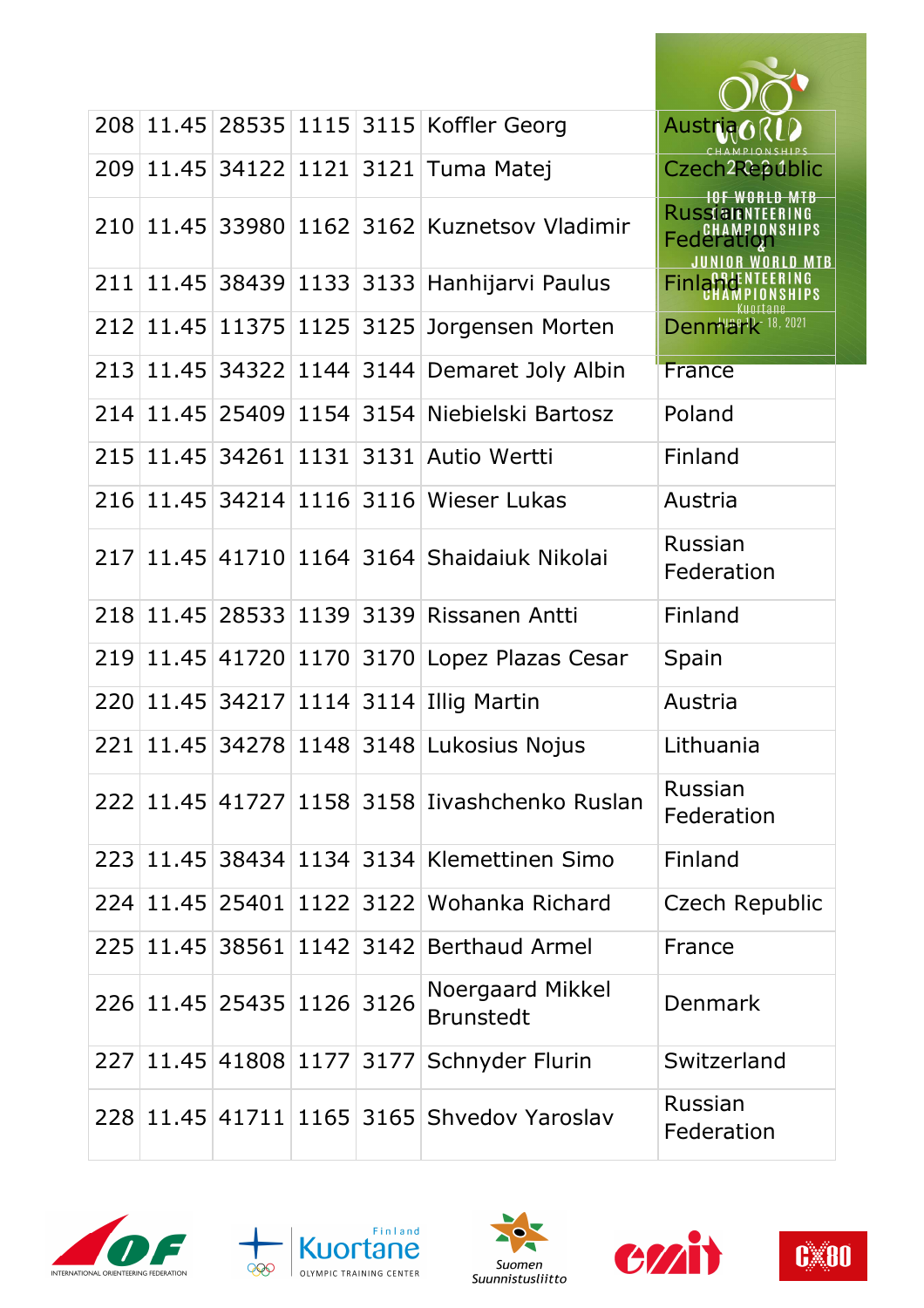| | | | | | | |
|---|---|---|---|---|---|---|
| 208 | 11.45 | 28535 | 1115 | 3115 | Koffler Georg | Austria |
| 209 | 11.45 | 34122 | 1121 | 3121 | Tuma Matej | Czech Republic |
| 210 | 11.45 | 33980 | 1162 | 3162 | Kuznetsov Vladimir | Russian Federation |
| 211 | 11.45 | 38439 | 1133 | 3133 | Hanhijarvi Paulus | Finland |
| 212 | 11.45 | 11375 | 1125 | 3125 | Jorgensen Morten | Denmark |
| 213 | 11.45 | 34322 | 1144 | 3144 | Demaret Joly Albin | France |
| 214 | 11.45 | 25409 | 1154 | 3154 | Niebielski Bartosz | Poland |
| 215 | 11.45 | 34261 | 1131 | 3131 | Autio Wertti | Finland |
| 216 | 11.45 | 34214 | 1116 | 3116 | Wieser Lukas | Austria |
| 217 | 11.45 | 41710 | 1164 | 3164 | Shaidaiuk Nikolai | Russian Federation |
| 218 | 11.45 | 28533 | 1139 | 3139 | Rissanen Antti | Finland |
| 219 | 11.45 | 41720 | 1170 | 3170 | Lopez Plazas Cesar | Spain |
| 220 | 11.45 | 34217 | 1114 | 3114 | Illig Martin | Austria |
| 221 | 11.45 | 34278 | 1148 | 3148 | Lukosius Nojus | Lithuania |
| 222 | 11.45 | 41727 | 1158 | 3158 | Iivashchenko Ruslan | Russian Federation |
| 223 | 11.45 | 38434 | 1134 | 3134 | Klemettinen Simo | Finland |
| 224 | 11.45 | 25401 | 1122 | 3122 | Wohanka Richard | Czech Republic |
| 225 | 11.45 | 38561 | 1142 | 3142 | Berthaud Armel | France |
| 226 | 11.45 | 25435 | 1126 | 3126 | Noergaard Mikkel Brunstedt | Denmark |
| 227 | 11.45 | 41808 | 1177 | 3177 | Schnyder Flurin | Switzerland |
| 228 | 11.45 | 41711 | 1165 | 3165 | Shvedov Yaroslav | Russian Federation |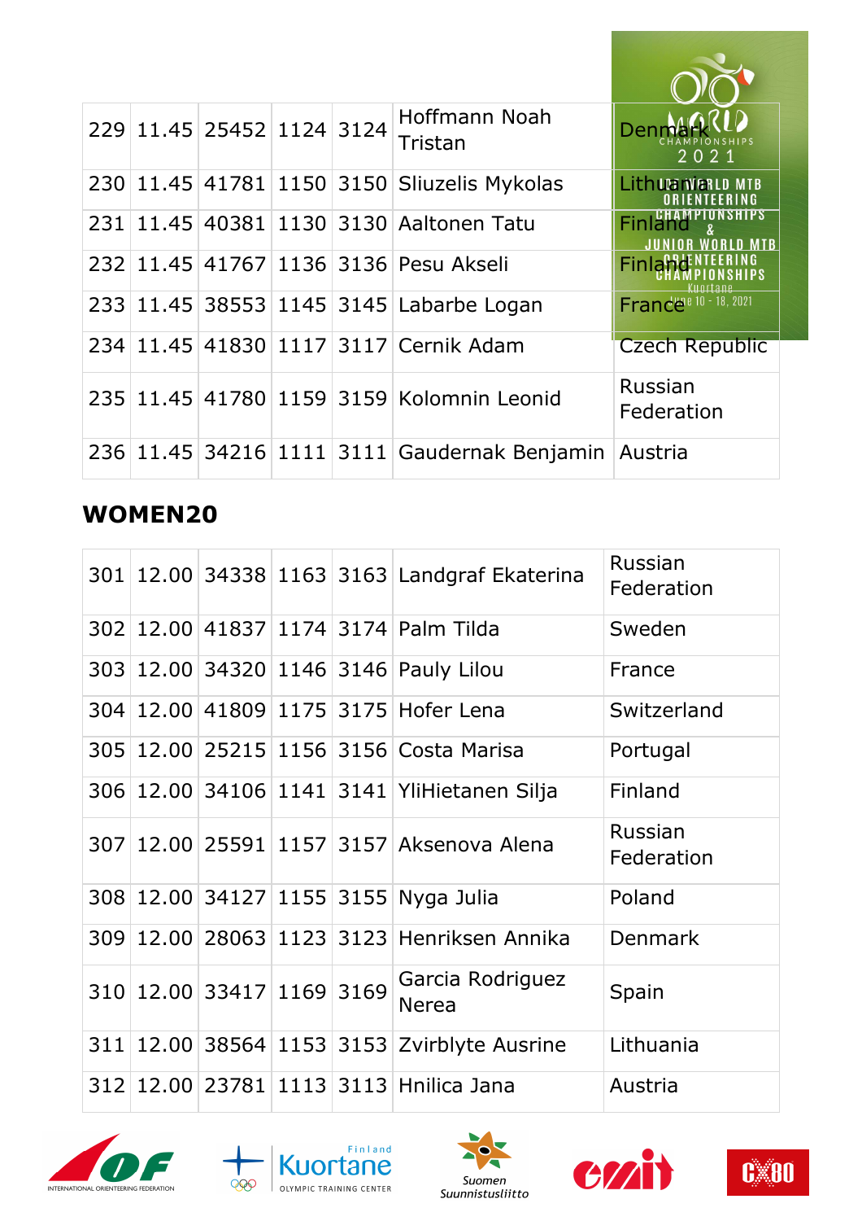| | | | | | | |
|---|---|---|---|---|---|---|
| 229 | 11.45 | 25452 | 1124 | 3124 | Hoffmann Noah Tristan | Denmark |
| 230 | 11.45 | 41781 | 1150 | 3150 | Sliuzelis Mykolas | Lithuania |
| 231 | 11.45 | 40381 | 1130 | 3130 | Aaltonen Tatu | Finland |
| 232 | 11.45 | 41767 | 1136 | 3136 | Pesu Akseli | Finland |
| 233 | 11.45 | 38553 | 1145 | 3145 | Labarbe Logan | France |
| 234 | 11.45 | 41830 | 1117 | 3117 | Cernik Adam | Czech Republic |
| 235 | 11.45 | 41780 | 1159 | 3159 | Kolomnin Leonid | Russian Federation |
| 236 | 11.45 | 34216 | 1111 | 3111 | Gaudernak Benjamin | Austria |

## WOMEN20

| | | | | | | |
|---|---|---|---|---|---|---|
| 301 | 12.00 | 34338 | 1163 | 3163 | Landgraf Ekaterina | Russian Federation |
| 302 | 12.00 | 41837 | 1174 | 3174 | Palm Tilda | Sweden |
| 303 | 12.00 | 34320 | 1146 | 3146 | Pauly Lilou | France |
| 304 | 12.00 | 41809 | 1175 | 3175 | Hofer Lena | Switzerland |
| 305 | 12.00 | 25215 | 1156 | 3156 | Costa Marisa | Portugal |
| 306 | 12.00 | 34106 | 1141 | 3141 | YliHietanen Silja | Finland |
| 307 | 12.00 | 25591 | 1157 | 3157 | Aksenova Alena | Russian Federation |
| 308 | 12.00 | 34127 | 1155 | 3155 | Nyga Julia | Poland |
| 309 | 12.00 | 28063 | 1123 | 3123 | Henriksen Annika | Denmark |
| 310 | 12.00 | 33417 | 1169 | 3169 | Garcia Rodriguez Nerea | Spain |
| 311 | 12.00 | 38564 | 1153 | 3153 | Zvirblyte Ausrine | Lithuania |
| 312 | 12.00 | 23781 | 1113 | 3113 | Hnilica Jana | Austria |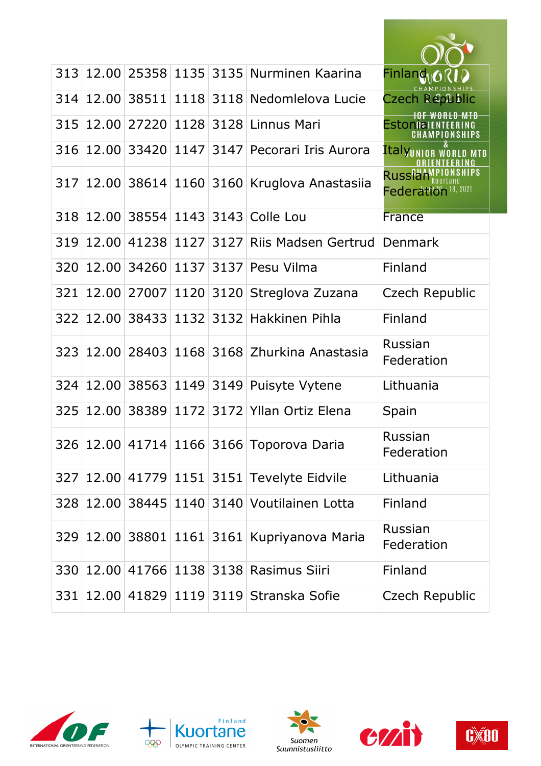| | | | | | | |
|---|---|---|---|---|---|---|
| 313 | 12.00 | 25358 | 1135 | 3135 | Nurminen Kaarina | Finland |
| 314 | 12.00 | 38511 | 1118 | 3118 | Nedomlelova Lucie | Czech Republic |
| 315 | 12.00 | 27220 | 1128 | 3128 | Linnus Mari | Estonia |
| 316 | 12.00 | 33420 | 1147 | 3147 | Pecorari Iris Aurora | Italy |
| 317 | 12.00 | 38614 | 1160 | 3160 | Kruglova Anastasiia | Russian Federation |
| 318 | 12.00 | 38554 | 1143 | 3143 | Colle Lou | France |
| 319 | 12.00 | 41238 | 1127 | 3127 | Riis Madsen Gertrud | Denmark |
| 320 | 12.00 | 34260 | 1137 | 3137 | Pesu Vilma | Finland |
| 321 | 12.00 | 27007 | 1120 | 3120 | Streglova Zuzana | Czech Republic |
| 322 | 12.00 | 38433 | 1132 | 3132 | Hakkinen Pihla | Finland |
| 323 | 12.00 | 28403 | 1168 | 3168 | Zhurkina Anastasia | Russian Federation |
| 324 | 12.00 | 38563 | 1149 | 3149 | Puisyte Vytene | Lithuania |
| 325 | 12.00 | 38389 | 1172 | 3172 | Yllan Ortiz Elena | Spain |
| 326 | 12.00 | 41714 | 1166 | 3166 | Toporova Daria | Russian Federation |
| 327 | 12.00 | 41779 | 1151 | 3151 | Tevelyte Eidvile | Lithuania |
| 328 | 12.00 | 38445 | 1140 | 3140 | Voutilainen Lotta | Finland |
| 329 | 12.00 | 38801 | 1161 | 3161 | Kupriyanova Maria | Russian Federation |
| 330 | 12.00 | 41766 | 1138 | 3138 | Rasimus Siiri | Finland |
| 331 | 12.00 | 41829 | 1119 | 3119 | Stranska Sofie | Czech Republic |